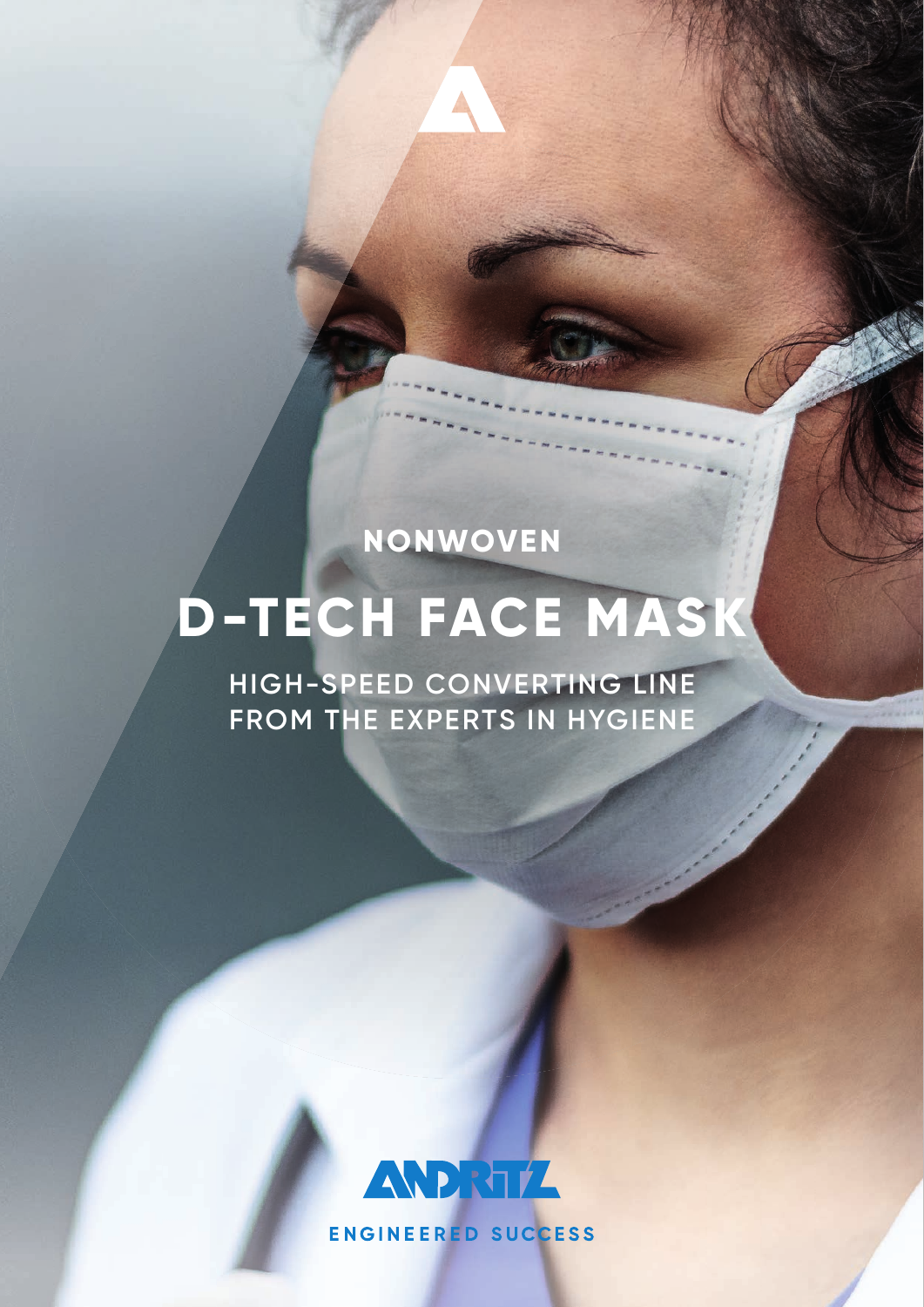NONWOVEN

# D-TECH FACE MASK

## HIGH-SPEED CONVERTING LINE FROM THE EXPERTS IN HYGIENE

ANDRITZ

ENGINEERED SUCCESS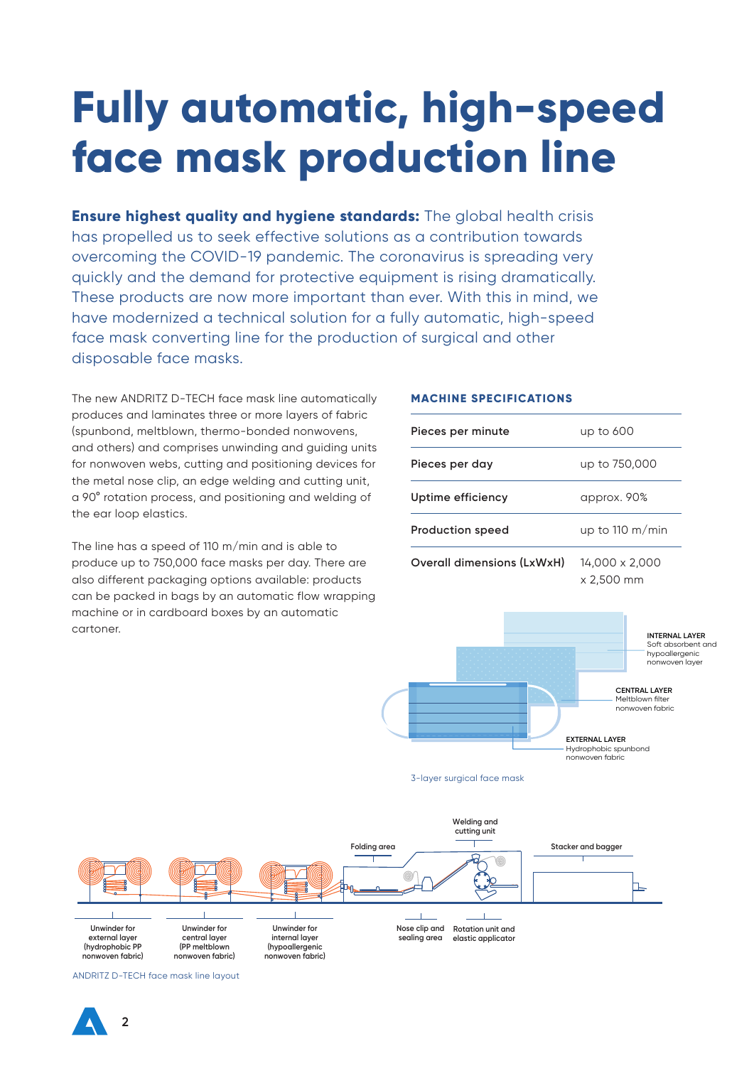# Fully automatic, high-speed face mask production line

**Ensure highest quality and hygiene standards:** The global health crisis has propelled us to seek effective solutions as a contribution towards overcoming the COVID-19 pandemic. The coronavirus is spreading very quickly and the demand for protective equipment is rising dramatically. These products are now more important than ever. With this in mind, we have modernized a technical solution for a fully automatic, high-speed face mask converting line for the production of surgical and other disposable face masks.

The new ANDRITZ D-TECH face mask line automatically produces and laminates three or more layers of fabric (spunbond, meltblown, thermo-bonded nonwovens, and others) and comprises unwinding and guiding units for nonwoven webs, cutting and positioning devices for the metal nose clip, an edge welding and cutting unit, a 90° rotation process, and positioning and welding of the ear loop elastics.

The line has a speed of 110 m/min and is able to produce up to 750,000 face masks per day. There are also different packaging options available: products can be packed in bags by an automatic flow wrapping machine or in cardboard boxes by an automatic cartoner.

### MACHINE SPECIFICATIONS

| | |
|---|---|
| Pieces per minute | up to 600 |
| Pieces per day | up to 750,000 |
| Uptime efficiency | approx. 90% |
| Production speed | up to 110 m/min |
| Overall dimensions (LxWxH) | 14,000 x 2,000 x 2,500 mm |

INTERNAL LAYER
Soft absorbent and hypoallergenic nonwoven layer

CENTRAL LAYER
Meltblown filter nonwoven fabric

EXTERNAL LAYER
Hydrophobic spunbond nonwoven fabric

3-layer surgical face mask

Welding and cutting unit

Folding area

Stacker and bagger

Unwinder for external layer (hydrophobic PP nonwoven fabric)

Unwinder for central layer (PP meltblown nonwoven fabric)

Unwinder for internal layer (hypoallergenic nonwoven fabric)

Nose clip and sealing area

Rotation unit and elastic applicator

ANDRITZ D-TECH face mask line layout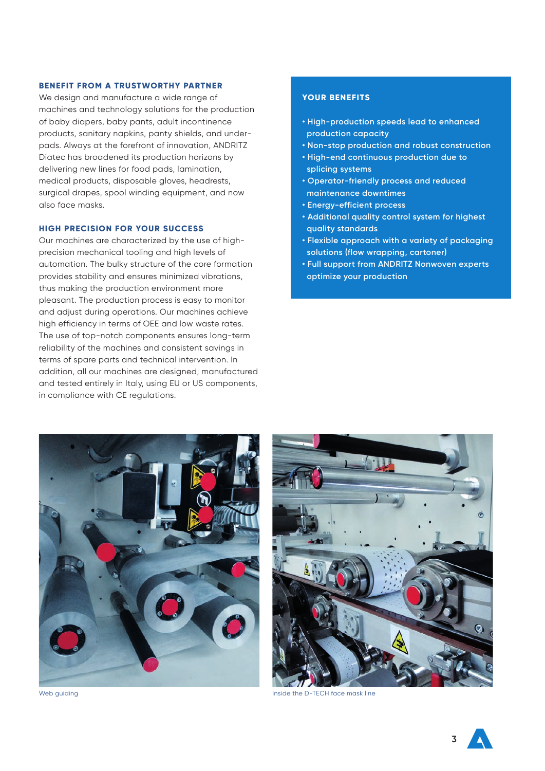## BENEFIT FROM A TRUSTWORTHY PARTNER

We design and manufacture a wide range of machines and technology solutions for the production of baby diapers, baby pants, adult incontinence products, sanitary napkins, panty shields, and under-pads. Always at the forefront of innovation, ANDRITZ Diatec has broadened its production horizons by delivering new lines for food pads, lamination, medical products, disposable gloves, headrests, surgical drapes, spool winding equipment, and now also face masks.

## HIGH PRECISION FOR YOUR SUCCESS

Our machines are characterized by the use of high-precision mechanical tooling and high levels of automation. The bulky structure of the core formation provides stability and ensures minimized vibrations, thus making the production environment more pleasant. The production process is easy to monitor and adjust during operations. Our machines achieve high efficiency in terms of OEE and low waste rates. The use of top-notch components ensures long-term reliability of the machines and consistent savings in terms of spare parts and technical intervention. In addition, all our machines are designed, manufactured and tested entirely in Italy, using EU or US components, in compliance with CE regulations.

## YOUR BENEFITS

- High-production speeds lead to enhanced production capacity
- Non-stop production and robust construction
- High-end continuous production due to splicing systems
- Operator-friendly process and reduced maintenance downtimes
- Energy-efficient process
- Additional quality control system for highest quality standards
- Flexible approach with a variety of packaging solutions (flow wrapping, cartoner)
- Full support from ANDRITZ Nonwoven experts optimize your production

Web guiding

Inside the D-TECH face mask line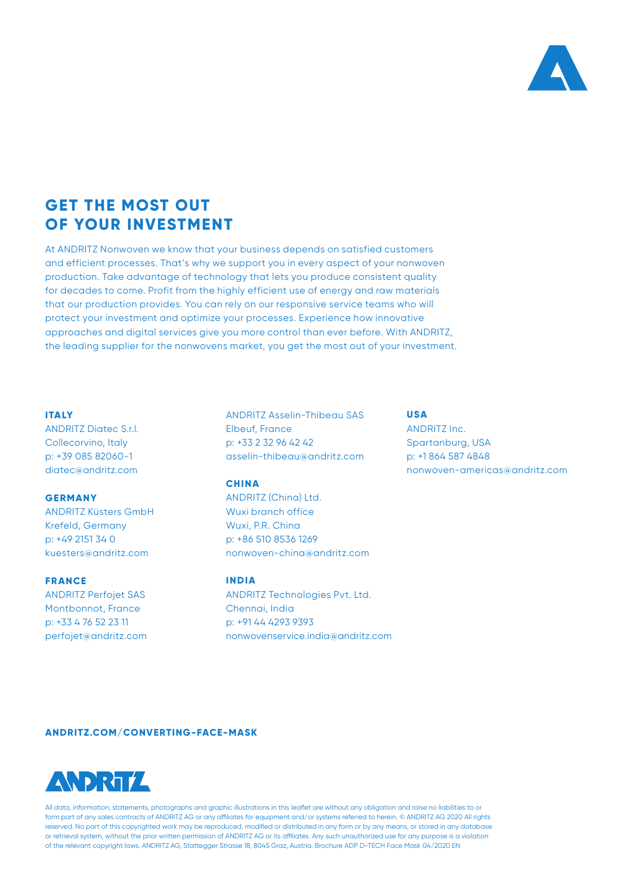## GET THE MOST OUT OF YOUR INVESTMENT

At ANDRITZ Nonwoven we know that your business depends on satisfied customers and efficient processes. That's why we support you in every aspect of your nonwoven production. Take advantage of technology that lets you produce consistent quality for decades to come. Profit from the highly efficient use of energy and raw materials that our production provides. You can rely on our responsive service teams who will protect your investment and optimize your processes. Experience how innovative approaches and digital services give you more control than ever before. With ANDRITZ, the leading supplier for the nonwovens market, you get the most out of your investment.

**ITALY**
ANDRITZ Diatec S.r.l.
Collecorvino, Italy
p: +39 085 82060-1
diatec@andritz.com

**GERMANY**
ANDRITZ Küsters GmbH
Krefeld, Germany
p: +49 2151 34 0
kuesters@andritz.com

**FRANCE**
ANDRITZ Perfojet SAS
Montbonnot, France
p: +33 4 76 52 23 11
perfojet@andritz.com

ANDRITZ Asselin-Thibeau SAS
Elbeuf, France
p: +33 2 32 96 42 42
asselin-thibeau@andritz.com

**CHINA**
ANDRITZ (China) Ltd.
Wuxi branch office
Wuxi, P.R. China
p: +86 510 8536 1269
nonwoven-china@andritz.com

**INDIA**
ANDRITZ Technologies Pvt. Ltd.
Chennai, India
p: +91 44 4293 9393
nonwovenservice.india@andritz.com

**USA**
ANDRITZ Inc.
Spartanburg, USA
p: +1 864 587 4848
nonwoven-americas@andritz.com

**ANDRITZ.COM/CONVERTING-FACE-MASK**

ANDRITZ

All data, information, statements, photographs and graphic illustrations in this leaflet are without any obligation and raise no liabilities to or form part of any sales contracts of ANDRITZ AG or any affiliates for equipment and/or systems referred to herein. © ANDRITZ AG 2020 All rights reserved. No part of this copyrighted work may be reproduced, modified or distributed in any form or by any means, or stored in any database or retrieval system, without the prior written permission of ANDRITZ AG or its affiliates. Any such unauthorized use for any purpose is a violation of the relevant copyright laws. ANDRITZ AG, Stattegger Strasse 18, 8045 Graz, Austria. Brochure ADP D-TECH Face Mask 04/2020 EN